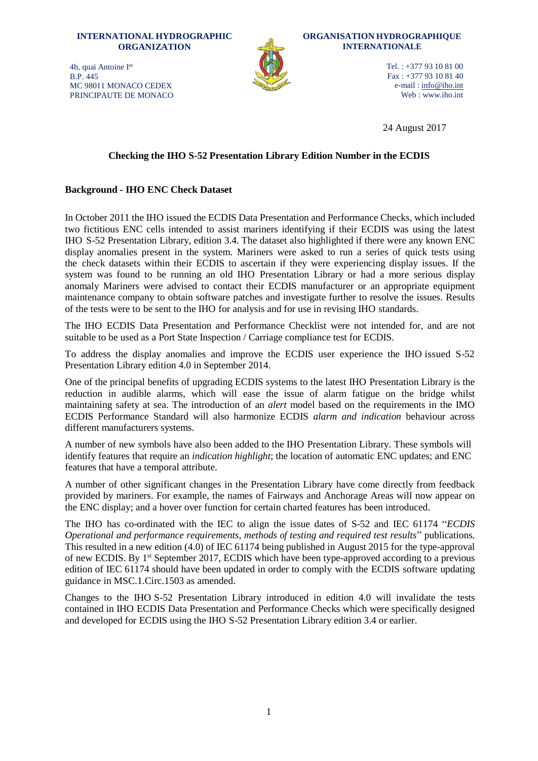**INTERNATIONAL HYDROGRAPHIC ORGANIZATION**

4b, quai Antoine I[er]
B.P. 445
MC 98011 MONACO CEDEX
PRINCIPAUTE DE MONACO

**ORGANISATION HYDROGRAPHIQUE INTERNATIONALE**

Tel. : +377 93 10 81 00
Fax : +377 93 10 81 40
e-mail : info@iho.int
Web : www.iho.int

24 August 2017

**Checking the IHO S-52 Presentation Library Edition Number in the ECDIS**

**Background - IHO ENC Check Dataset**

In October 2011 the IHO issued the ECDIS Data Presentation and Performance Checks, which included two fictitious ENC cells intended to assist mariners identifying if their ECDIS was using the latest IHO S-52 Presentation Library, edition 3.4. The dataset also highlighted if there were any known ENC display anomalies present in the system. Mariners were asked to run a series of quick tests using the check datasets within their ECDIS to ascertain if they were experiencing display issues. If the system was found to be running an old IHO Presentation Library or had a more serious display anomaly Mariners were advised to contact their ECDIS manufacturer or an appropriate equipment maintenance company to obtain software patches and investigate further to resolve the issues. Results of the tests were to be sent to the IHO for analysis and for use in revising IHO standards.

The IHO ECDIS Data Presentation and Performance Checklist were not intended for, and are not suitable to be used as a Port State Inspection / Carriage compliance test for ECDIS.

To address the display anomalies and improve the ECDIS user experience the IHO issued S-52 Presentation Library edition 4.0 in September 2014.

One of the principal benefits of upgrading ECDIS systems to the latest IHO Presentation Library is the reduction in audible alarms, which will ease the issue of alarm fatigue on the bridge whilst maintaining safety at sea. The introduction of an *alert* model based on the requirements in the IMO ECDIS Performance Standard will also harmonize ECDIS *alarm and indication* behaviour across different manufacturers systems.

A number of new symbols have also been added to the IHO Presentation Library. These symbols will identify features that require an *indication highlight*; the location of automatic ENC updates; and ENC features that have a temporal attribute.

A number of other significant changes in the Presentation Library have come directly from feedback provided by mariners. For example, the names of Fairways and Anchorage Areas will now appear on the ENC display; and a hover over function for certain charted features has been introduced.

The IHO has co-ordinated with the IEC to align the issue dates of S-52 and IEC 61174 "*ECDIS Operational and performance requirements, methods of testing and required test results*" publications. This resulted in a new edition (4.0) of IEC 61174 being published in August 2015 for the type-approval of new ECDIS. By 1[st] September 2017, ECDIS which have been type-approved according to a previous edition of IEC 61174 should have been updated in order to comply with the ECDIS software updating guidance in MSC.1.Circ.1503 as amended.

Changes to the IHO S-52 Presentation Library introduced in edition 4.0 will invalidate the tests contained in IHO ECDIS Data Presentation and Performance Checks which were specifically designed and developed for ECDIS using the IHO S-52 Presentation Library edition 3.4 or earlier.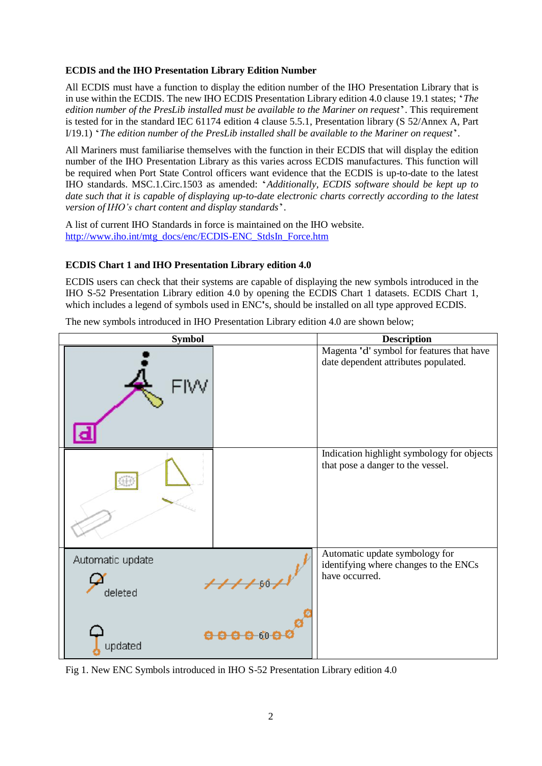**ECDIS and the IHO Presentation Library Edition Number**

All ECDIS must have a function to display the edition number of the IHO Presentation Library that is in use within the ECDIS. The new IHO ECDIS Presentation Library edition 4.0 clause 19.1 states; '*The edition number of the PresLib installed must be available to the Mariner on request*'. This requirement is tested for in the standard IEC 61174 edition 4 clause 5.5.1, Presentation library (S 52/Annex A, Part I/19.1) '*The edition number of the PresLib installed shall be available to the Mariner on request*'.

All Mariners must familiarise themselves with the function in their ECDIS that will display the edition number of the IHO Presentation Library as this varies across ECDIS manufactures. This function will be required when Port State Control officers want evidence that the ECDIS is up-to-date to the latest IHO standards. MSC.1.Circ.1503 as amended: '*Additionally, ECDIS software should be kept up to date such that it is capable of displaying up-to-date electronic charts correctly according to the latest version of IHO's chart content and display standards*'.

A list of current IHO Standards in force is maintained on the IHO website.
http://www.iho.int/mtg_docs/enc/ECDIS-ENC_StdsIn_Force.htm

**ECDIS Chart 1 and IHO Presentation Library edition 4.0**

ECDIS users can check that their systems are capable of displaying the new symbols introduced in the IHO S-52 Presentation Library edition 4.0 by opening the ECDIS Chart 1 datasets. ECDIS Chart 1, which includes a legend of symbols used in ENC's, should be installed on all type approved ECDIS.

The new symbols introduced in IHO Presentation Library edition 4.0 are shown below;

| Symbol | Description |
| --- | --- |
| FlW | Magenta 'd' symbol for features that have date dependent attributes populated. |
| | Indication highlight symbology for objects that pose a danger to the vessel. |
| Automatic update<br>deleted<br>updated | Automatic update symbology for identifying where changes to the ENCs have occurred. |

Fig 1. New ENC Symbols introduced in IHO S-52 Presentation Library edition 4.0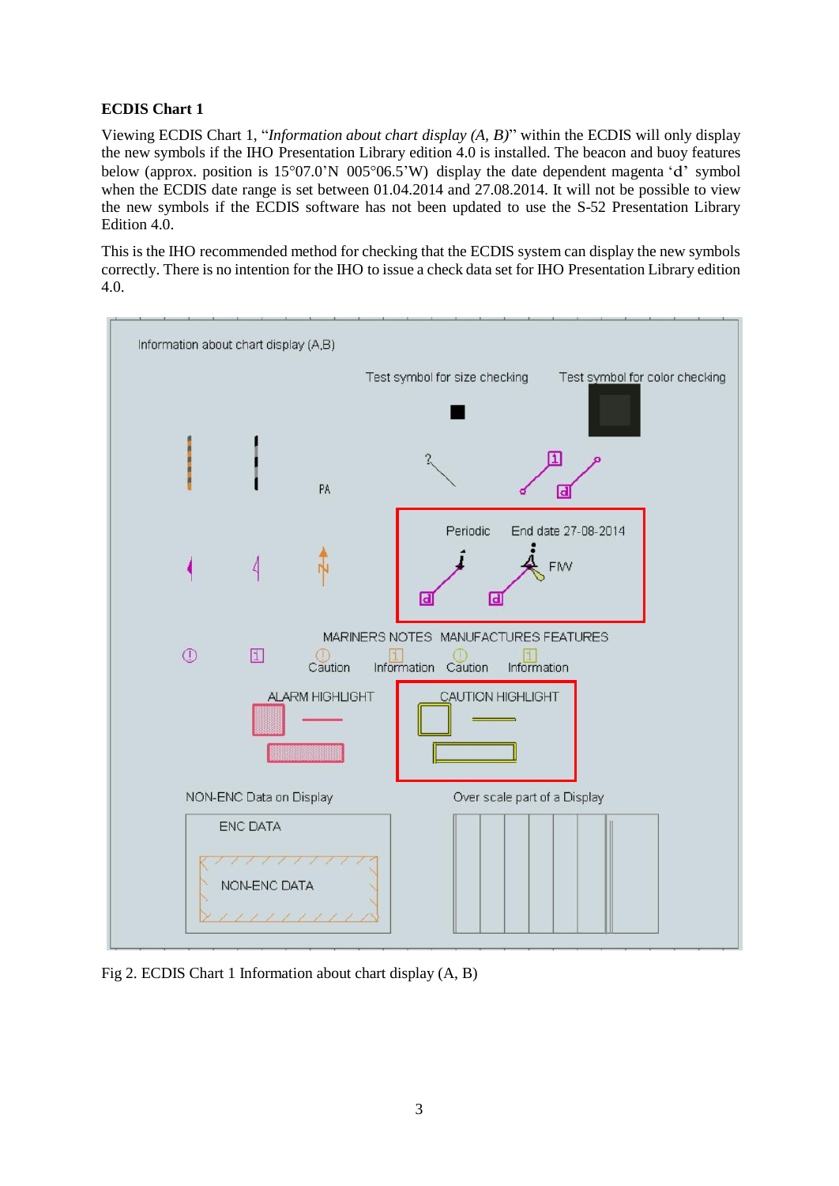**ECDIS Chart 1**

Viewing ECDIS Chart 1, "*Information about chart display (A, B)*" within the ECDIS will only display the new symbols if the IHO Presentation Library edition 4.0 is installed. The beacon and buoy features below (approx. position is 15°07.0'N 005°06.5'W) display the date dependent magenta 'd' symbol when the ECDIS date range is set between 01.04.2014 and 27.08.2014. It will not be possible to view the new symbols if the ECDIS software has not been updated to use the S-52 Presentation Library Edition 4.0.

This is the IHO recommended method for checking that the ECDIS system can display the new symbols correctly. There is no intention for the IHO to issue a check data set for IHO Presentation Library edition 4.0.

Fig 2. ECDIS Chart 1 Information about chart display (A, B)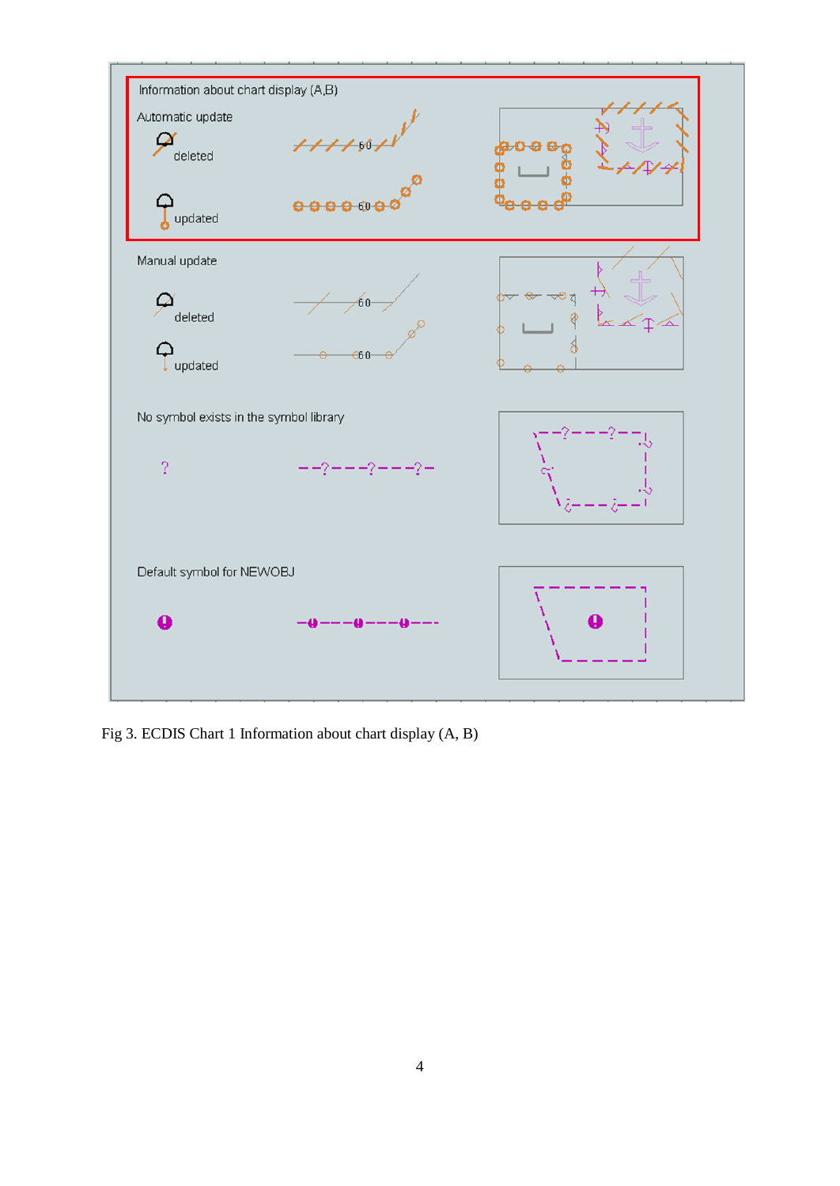Information about chart display (A,B)

Automatic update

deleted

60

updated

60

Manual update

deleted

60

updated

60

No symbol exists in the symbol library

?

Default symbol for NEWOBJ

Fig 3. ECDIS Chart 1 Information about chart display (A, B)